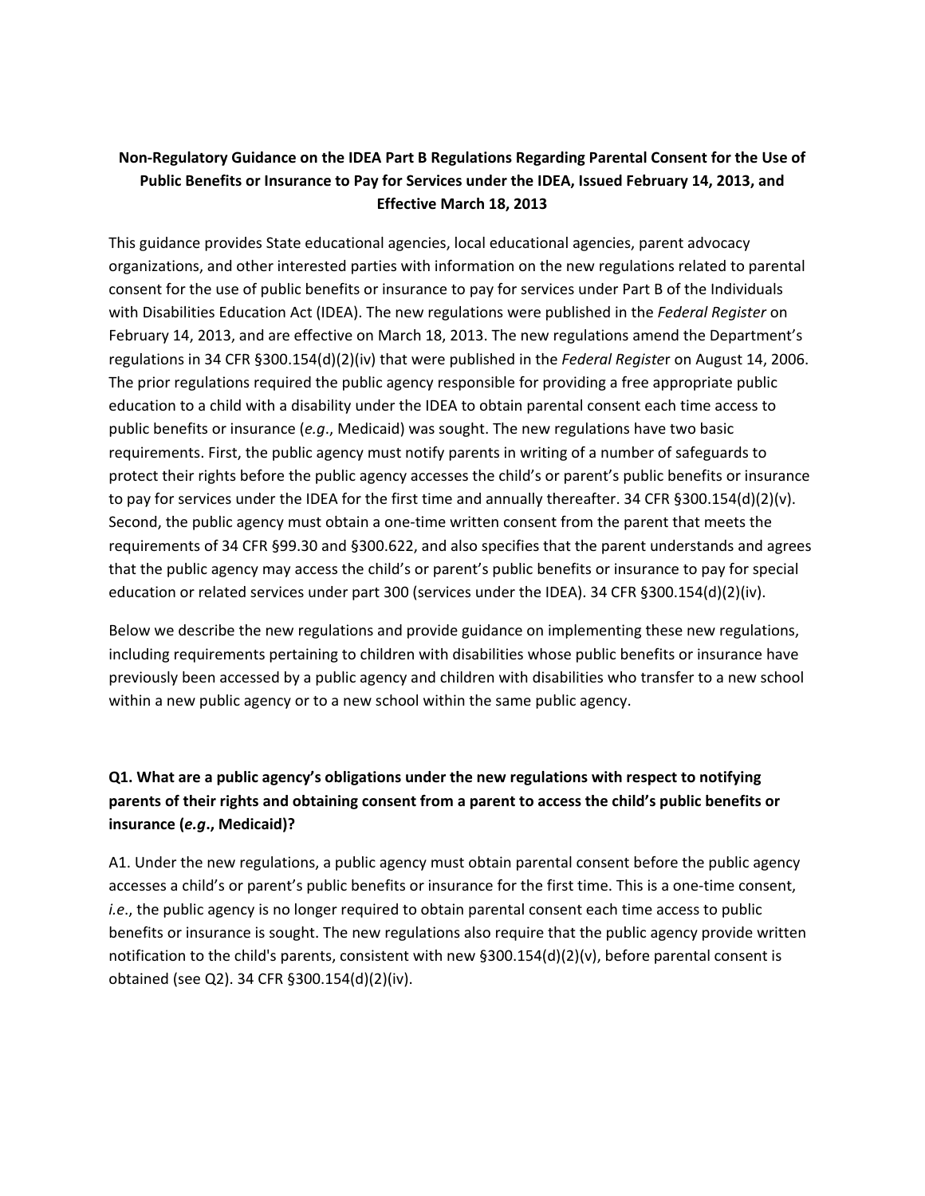**Non-Regulatory Guidance on the IDEA Part B Regulations Regarding Parental Consent for the Use of Public Benefits or Insurance to Pay for Services under the IDEA, Issued February 14, 2013, and Effective March 18, 2013**

This guidance provides State educational agencies, local educational agencies, parent advocacy organizations, and other interested parties with information on the new regulations related to parental consent for the use of public benefits or insurance to pay for services under Part B of the Individuals with Disabilities Education Act (IDEA). The new regulations were published in the *Federal Register* on February 14, 2013, and are effective on March 18, 2013. The new regulations amend the Department's regulations in 34 CFR §300.154(d)(2)(iv) that were published in the *Federal Register* on August 14, 2006. The prior regulations required the public agency responsible for providing a free appropriate public education to a child with a disability under the IDEA to obtain parental consent each time access to public benefits or insurance (*e.g*., Medicaid) was sought. The new regulations have two basic requirements. First, the public agency must notify parents in writing of a number of safeguards to protect their rights before the public agency accesses the child's or parent's public benefits or insurance to pay for services under the IDEA for the first time and annually thereafter. 34 CFR §300.154(d)(2)(v). Second, the public agency must obtain a one-time written consent from the parent that meets the requirements of 34 CFR §99.30 and §300.622, and also specifies that the parent understands and agrees that the public agency may access the child's or parent's public benefits or insurance to pay for special education or related services under part 300 (services under the IDEA). 34 CFR §300.154(d)(2)(iv).

Below we describe the new regulations and provide guidance on implementing these new regulations, including requirements pertaining to children with disabilities whose public benefits or insurance have previously been accessed by a public agency and children with disabilities who transfer to a new school within a new public agency or to a new school within the same public agency.

**Q1. What are a public agency's obligations under the new regulations with respect to notifying parents of their rights and obtaining consent from a parent to access the child's public benefits or insurance (*e.g*., Medicaid)?**

A1. Under the new regulations, a public agency must obtain parental consent before the public agency accesses a child's or parent's public benefits or insurance for the first time. This is a one-time consent, *i.e*., the public agency is no longer required to obtain parental consent each time access to public benefits or insurance is sought. The new regulations also require that the public agency provide written notification to the child's parents, consistent with new §300.154(d)(2)(v), before parental consent is obtained (see Q2). 34 CFR §300.154(d)(2)(iv).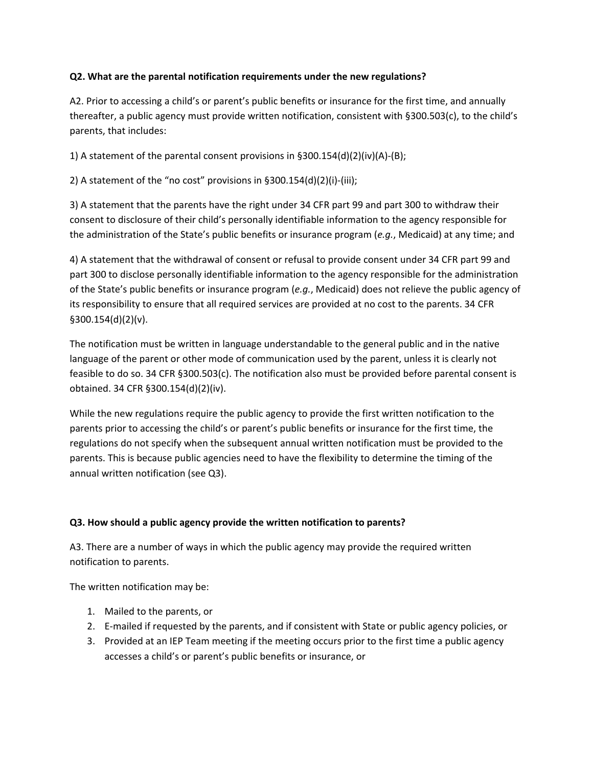**Q2. What are the parental notification requirements under the new regulations?**

A2. Prior to accessing a child's or parent's public benefits or insurance for the first time, and annually thereafter, a public agency must provide written notification, consistent with §300.503(c), to the child's parents, that includes:

1) A statement of the parental consent provisions in §300.154(d)(2)(iv)(A)-(B);

2) A statement of the "no cost" provisions in §300.154(d)(2)(i)-(iii);

3) A statement that the parents have the right under 34 CFR part 99 and part 300 to withdraw their consent to disclosure of their child's personally identifiable information to the agency responsible for the administration of the State's public benefits or insurance program (*e.g.*, Medicaid) at any time; and

4) A statement that the withdrawal of consent or refusal to provide consent under 34 CFR part 99 and part 300 to disclose personally identifiable information to the agency responsible for the administration of the State's public benefits or insurance program (*e.g.*, Medicaid) does not relieve the public agency of its responsibility to ensure that all required services are provided at no cost to the parents. 34 CFR §300.154(d)(2)(v).

The notification must be written in language understandable to the general public and in the native language of the parent or other mode of communication used by the parent, unless it is clearly not feasible to do so. 34 CFR §300.503(c). The notification also must be provided before parental consent is obtained. 34 CFR §300.154(d)(2)(iv).

While the new regulations require the public agency to provide the first written notification to the parents prior to accessing the child's or parent's public benefits or insurance for the first time, the regulations do not specify when the subsequent annual written notification must be provided to the parents. This is because public agencies need to have the flexibility to determine the timing of the annual written notification (see Q3).

**Q3. How should a public agency provide the written notification to parents?**

A3. There are a number of ways in which the public agency may provide the required written notification to parents.

The written notification may be:

1. Mailed to the parents, or
2. E-mailed if requested by the parents, and if consistent with State or public agency policies, or
3. Provided at an IEP Team meeting if the meeting occurs prior to the first time a public agency accesses a child's or parent's public benefits or insurance, or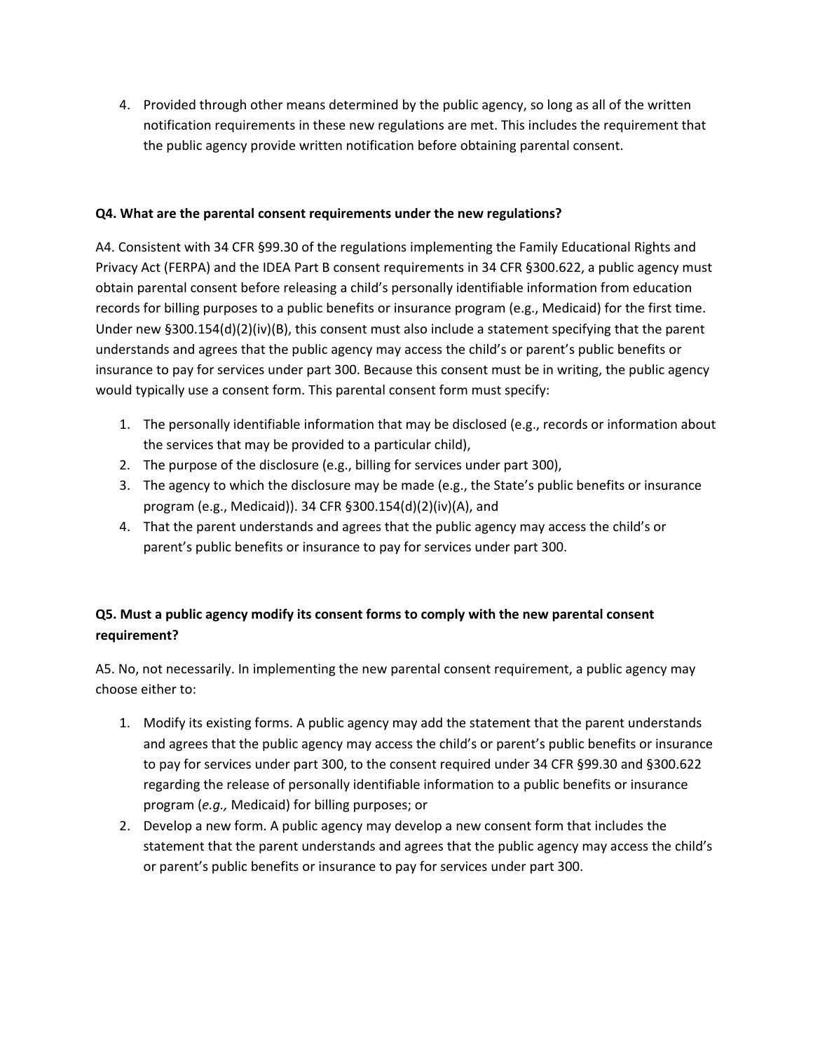4. Provided through other means determined by the public agency, so long as all of the written notification requirements in these new regulations are met. This includes the requirement that the public agency provide written notification before obtaining parental consent.

**Q4. What are the parental consent requirements under the new regulations?**

A4. Consistent with 34 CFR §99.30 of the regulations implementing the Family Educational Rights and Privacy Act (FERPA) and the IDEA Part B consent requirements in 34 CFR §300.622, a public agency must obtain parental consent before releasing a child's personally identifiable information from education records for billing purposes to a public benefits or insurance program (e.g., Medicaid) for the first time. Under new §300.154(d)(2)(iv)(B), this consent must also include a statement specifying that the parent understands and agrees that the public agency may access the child's or parent's public benefits or insurance to pay for services under part 300. Because this consent must be in writing, the public agency would typically use a consent form. This parental consent form must specify:

1. The personally identifiable information that may be disclosed (e.g., records or information about the services that may be provided to a particular child),
2. The purpose of the disclosure (e.g., billing for services under part 300),
3. The agency to which the disclosure may be made (e.g., the State's public benefits or insurance program (e.g., Medicaid)). 34 CFR §300.154(d)(2)(iv)(A), and
4. That the parent understands and agrees that the public agency may access the child's or parent's public benefits or insurance to pay for services under part 300.

**Q5. Must a public agency modify its consent forms to comply with the new parental consent requirement?**

A5. No, not necessarily. In implementing the new parental consent requirement, a public agency may choose either to:

1. Modify its existing forms. A public agency may add the statement that the parent understands and agrees that the public agency may access the child's or parent's public benefits or insurance to pay for services under part 300, to the consent required under 34 CFR §99.30 and §300.622 regarding the release of personally identifiable information to a public benefits or insurance program (*e.g.,* Medicaid) for billing purposes; or
2. Develop a new form. A public agency may develop a new consent form that includes the statement that the parent understands and agrees that the public agency may access the child's or parent's public benefits or insurance to pay for services under part 300.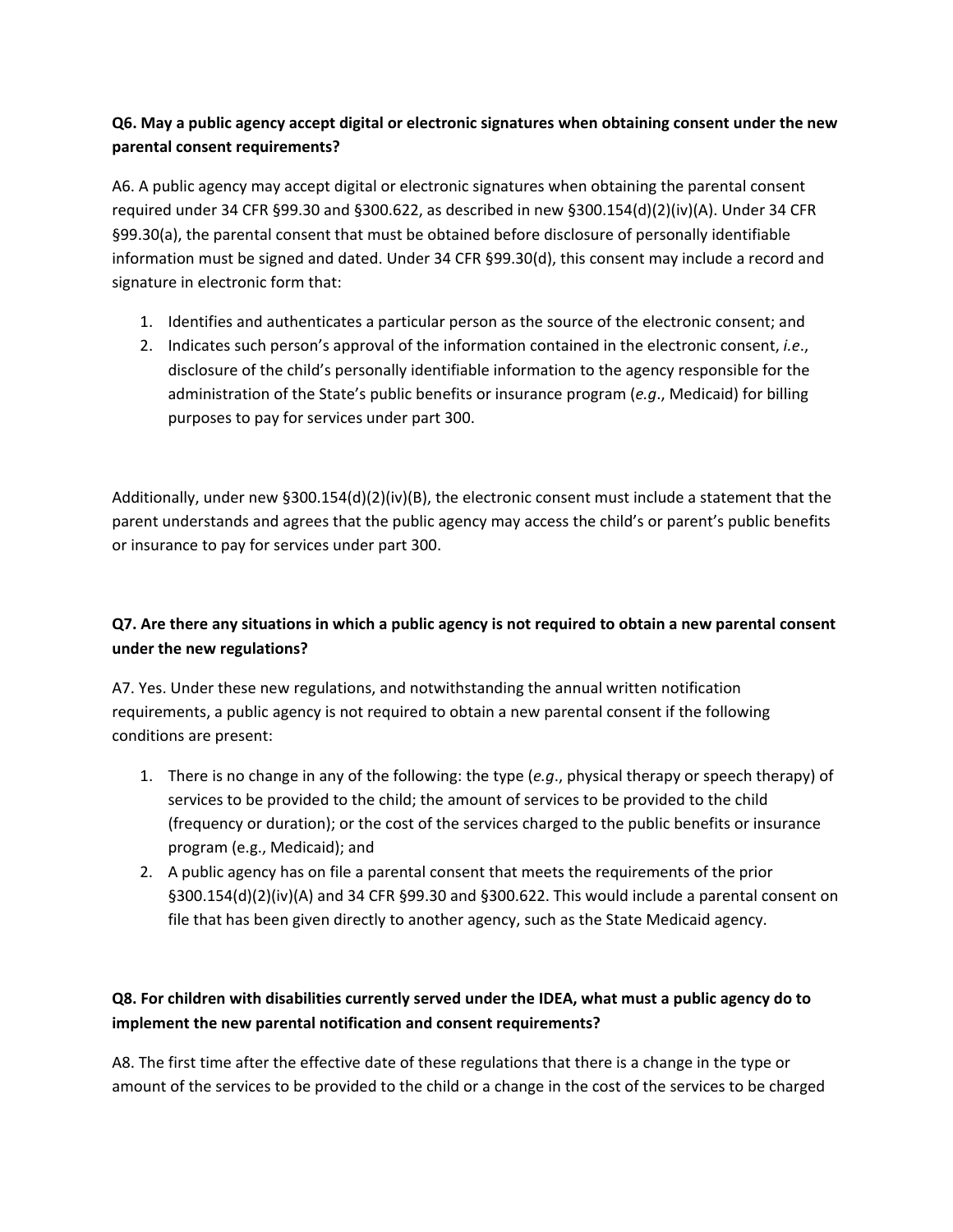**Q6. May a public agency accept digital or electronic signatures when obtaining consent under the new parental consent requirements?**

A6. A public agency may accept digital or electronic signatures when obtaining the parental consent required under 34 CFR §99.30 and §300.622, as described in new §300.154(d)(2)(iv)(A). Under 34 CFR §99.30(a), the parental consent that must be obtained before disclosure of personally identifiable information must be signed and dated. Under 34 CFR §99.30(d), this consent may include a record and signature in electronic form that:

1. Identifies and authenticates a particular person as the source of the electronic consent; and
2. Indicates such person's approval of the information contained in the electronic consent, *i.e*., disclosure of the child's personally identifiable information to the agency responsible for the administration of the State's public benefits or insurance program (*e.g*., Medicaid) for billing purposes to pay for services under part 300.

Additionally, under new §300.154(d)(2)(iv)(B), the electronic consent must include a statement that the parent understands and agrees that the public agency may access the child's or parent's public benefits or insurance to pay for services under part 300.

**Q7. Are there any situations in which a public agency is not required to obtain a new parental consent under the new regulations?**

A7. Yes. Under these new regulations, and notwithstanding the annual written notification requirements, a public agency is not required to obtain a new parental consent if the following conditions are present:

1. There is no change in any of the following: the type (*e.g*., physical therapy or speech therapy) of services to be provided to the child; the amount of services to be provided to the child (frequency or duration); or the cost of the services charged to the public benefits or insurance program (e.g., Medicaid); and
2. A public agency has on file a parental consent that meets the requirements of the prior §300.154(d)(2)(iv)(A) and 34 CFR §99.30 and §300.622. This would include a parental consent on file that has been given directly to another agency, such as the State Medicaid agency.

**Q8. For children with disabilities currently served under the IDEA, what must a public agency do to implement the new parental notification and consent requirements?**

A8. The first time after the effective date of these regulations that there is a change in the type or amount of the services to be provided to the child or a change in the cost of the services to be charged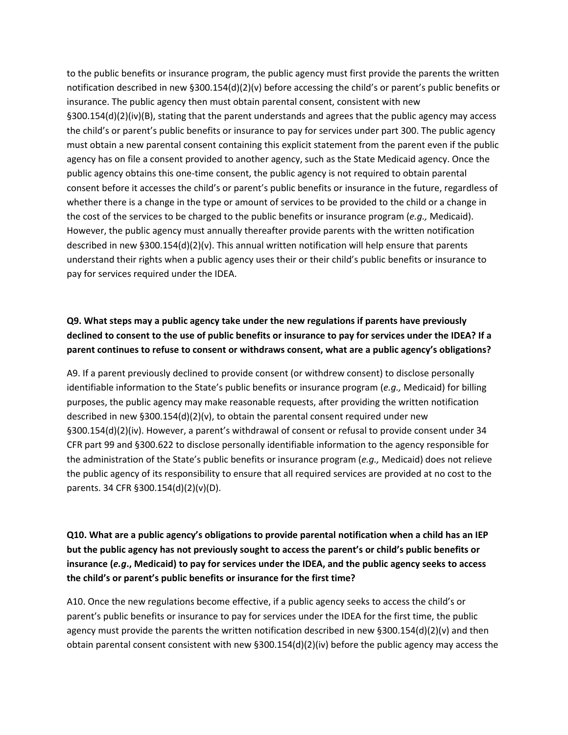to the public benefits or insurance program, the public agency must first provide the parents the written notification described in new §300.154(d)(2)(v) before accessing the child's or parent's public benefits or insurance. The public agency then must obtain parental consent, consistent with new §300.154(d)(2)(iv)(B), stating that the parent understands and agrees that the public agency may access the child's or parent's public benefits or insurance to pay for services under part 300. The public agency must obtain a new parental consent containing this explicit statement from the parent even if the public agency has on file a consent provided to another agency, such as the State Medicaid agency. Once the public agency obtains this one-time consent, the public agency is not required to obtain parental consent before it accesses the child's or parent's public benefits or insurance in the future, regardless of whether there is a change in the type or amount of services to be provided to the child or a change in the cost of the services to be charged to the public benefits or insurance program (*e.g.,* Medicaid). However, the public agency must annually thereafter provide parents with the written notification described in new §300.154(d)(2)(v). This annual written notification will help ensure that parents understand their rights when a public agency uses their or their child's public benefits or insurance to pay for services required under the IDEA.

**Q9. What steps may a public agency take under the new regulations if parents have previously declined to consent to the use of public benefits or insurance to pay for services under the IDEA? If a parent continues to refuse to consent or withdraws consent, what are a public agency's obligations?**

A9. If a parent previously declined to provide consent (or withdrew consent) to disclose personally identifiable information to the State's public benefits or insurance program (*e.g.,* Medicaid) for billing purposes, the public agency may make reasonable requests, after providing the written notification described in new §300.154(d)(2)(v), to obtain the parental consent required under new §300.154(d)(2)(iv). However, a parent's withdrawal of consent or refusal to provide consent under 34 CFR part 99 and §300.622 to disclose personally identifiable information to the agency responsible for the administration of the State's public benefits or insurance program (*e.g.,* Medicaid) does not relieve the public agency of its responsibility to ensure that all required services are provided at no cost to the parents. 34 CFR §300.154(d)(2)(v)(D).

**Q10. What are a public agency's obligations to provide parental notification when a child has an IEP but the public agency has not previously sought to access the parent's or child's public benefits or insurance (*e.g*., Medicaid) to pay for services under the IDEA, and the public agency seeks to access the child's or parent's public benefits or insurance for the first time?**

A10. Once the new regulations become effective, if a public agency seeks to access the child's or parent's public benefits or insurance to pay for services under the IDEA for the first time, the public agency must provide the parents the written notification described in new §300.154(d)(2)(v) and then obtain parental consent consistent with new §300.154(d)(2)(iv) before the public agency may access the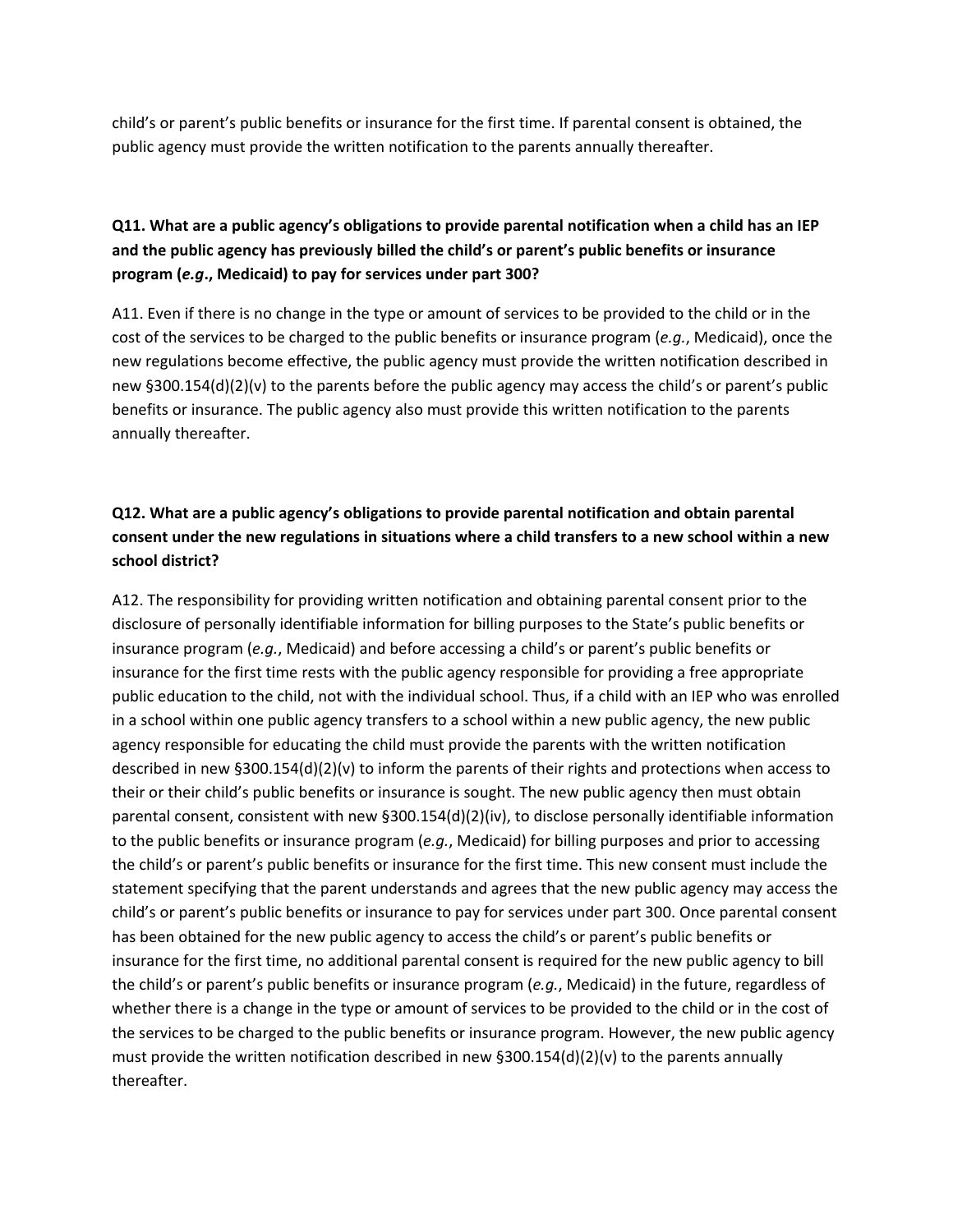child's or parent's public benefits or insurance for the first time. If parental consent is obtained, the public agency must provide the written notification to the parents annually thereafter.

**Q11. What are a public agency's obligations to provide parental notification when a child has an IEP and the public agency has previously billed the child's or parent's public benefits or insurance program (*e.g*., Medicaid) to pay for services under part 300?**

A11. Even if there is no change in the type or amount of services to be provided to the child or in the cost of the services to be charged to the public benefits or insurance program (*e.g.*, Medicaid), once the new regulations become effective, the public agency must provide the written notification described in new §300.154(d)(2)(v) to the parents before the public agency may access the child's or parent's public benefits or insurance. The public agency also must provide this written notification to the parents annually thereafter.

**Q12. What are a public agency's obligations to provide parental notification and obtain parental consent under the new regulations in situations where a child transfers to a new school within a new school district?**

A12. The responsibility for providing written notification and obtaining parental consent prior to the disclosure of personally identifiable information for billing purposes to the State's public benefits or insurance program (*e.g.*, Medicaid) and before accessing a child's or parent's public benefits or insurance for the first time rests with the public agency responsible for providing a free appropriate public education to the child, not with the individual school. Thus, if a child with an IEP who was enrolled in a school within one public agency transfers to a school within a new public agency, the new public agency responsible for educating the child must provide the parents with the written notification described in new §300.154(d)(2)(v) to inform the parents of their rights and protections when access to their or their child's public benefits or insurance is sought. The new public agency then must obtain parental consent, consistent with new §300.154(d)(2)(iv), to disclose personally identifiable information to the public benefits or insurance program (*e.g.*, Medicaid) for billing purposes and prior to accessing the child's or parent's public benefits or insurance for the first time. This new consent must include the statement specifying that the parent understands and agrees that the new public agency may access the child's or parent's public benefits or insurance to pay for services under part 300. Once parental consent has been obtained for the new public agency to access the child's or parent's public benefits or insurance for the first time, no additional parental consent is required for the new public agency to bill the child's or parent's public benefits or insurance program (*e.g.*, Medicaid) in the future, regardless of whether there is a change in the type or amount of services to be provided to the child or in the cost of the services to be charged to the public benefits or insurance program. However, the new public agency must provide the written notification described in new §300.154(d)(2)(v) to the parents annually thereafter.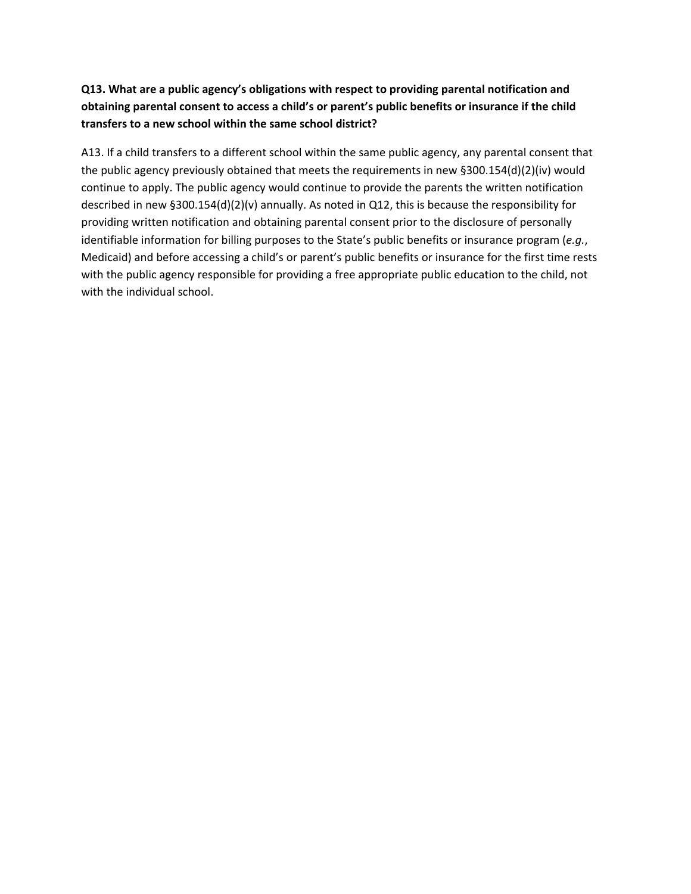**Q13. What are a public agency's obligations with respect to providing parental notification and obtaining parental consent to access a child's or parent's public benefits or insurance if the child transfers to a new school within the same school district?**

A13. If a child transfers to a different school within the same public agency, any parental consent that the public agency previously obtained that meets the requirements in new §300.154(d)(2)(iv) would continue to apply. The public agency would continue to provide the parents the written notification described in new §300.154(d)(2)(v) annually. As noted in Q12, this is because the responsibility for providing written notification and obtaining parental consent prior to the disclosure of personally identifiable information for billing purposes to the State's public benefits or insurance program (*e.g.*, Medicaid) and before accessing a child's or parent's public benefits or insurance for the first time rests with the public agency responsible for providing a free appropriate public education to the child, not with the individual school.